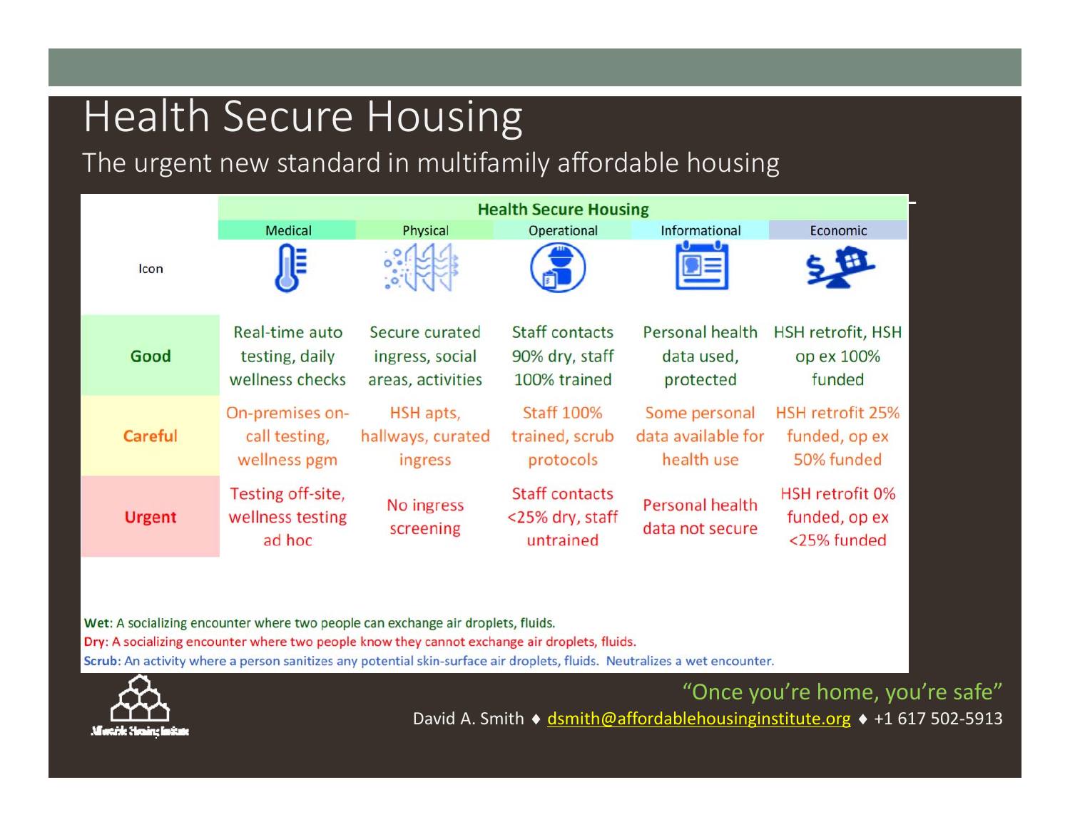# Health Secure Housing

## The urgent new standard in multifamily affordable housing

| | Health Secure Housing | | | | |
|---|---|---|---|---|---|
| | Medical | Physical | Operational | Informational | Economic |
| Icon | | | | | |
| **Good** | Real-time auto testing, daily wellness checks | Secure curated ingress, social areas, activities | Staff contacts 90% dry, staff 100% trained | Personal health data used, protected | HSH retrofit, HSH op ex 100% funded |
| **Careful** | On-premises on-call testing, wellness pgm | HSH apts, hallways, curated ingress | Staff 100% trained, scrub protocols | Some personal data available for health use | HSH retrofit 25% funded, op ex 50% funded |
| **Urgent** | Testing off-site, wellness testing ad hoc | No ingress screening | Staff contacts <25% dry, staff untrained | Personal health data not secure | HSH retrofit 0% funded, op ex <25% funded |

**Wet**: A socializing encounter where two people can exchange air droplets, fluids.

**Dry**: A socializing encounter where two people know they cannot exchange air droplets, fluids.

**Scrub**: An activity where a person sanitizes any potential skin-surface air droplets, fluids. Neutralizes a wet encounter.

"Once you're home, you're safe"

David A. Smith ♦ dsmith@affordablehousinginstitute.org ♦ +1 617 502-5913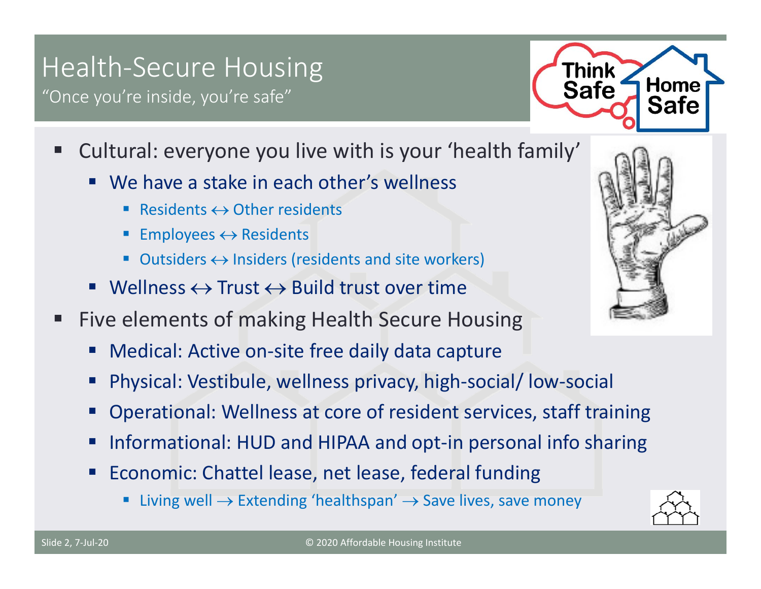# Health-Secure Housing

"Once you're inside, you're safe"

Think Safe Home Safe

- Cultural: everyone you live with is your 'health family'
  - We have a stake in each other's wellness
    - Residents ↔ Other residents
    - Employees ↔ Residents
    - Outsiders ↔ Insiders (residents and site workers)
  - Wellness ↔ Trust ↔ Build trust over time
- Five elements of making Health Secure Housing
  - Medical: Active on-site free daily data capture
  - Physical: Vestibule, wellness privacy, high-social/ low-social
  - Operational: Wellness at core of resident services, staff training
  - Informational: HUD and HIPAA and opt-in personal info sharing
  - Economic: Chattel lease, net lease, federal funding
    - Living well → Extending 'healthspan' → Save lives, save money

© 2020 Affordable Housing Institute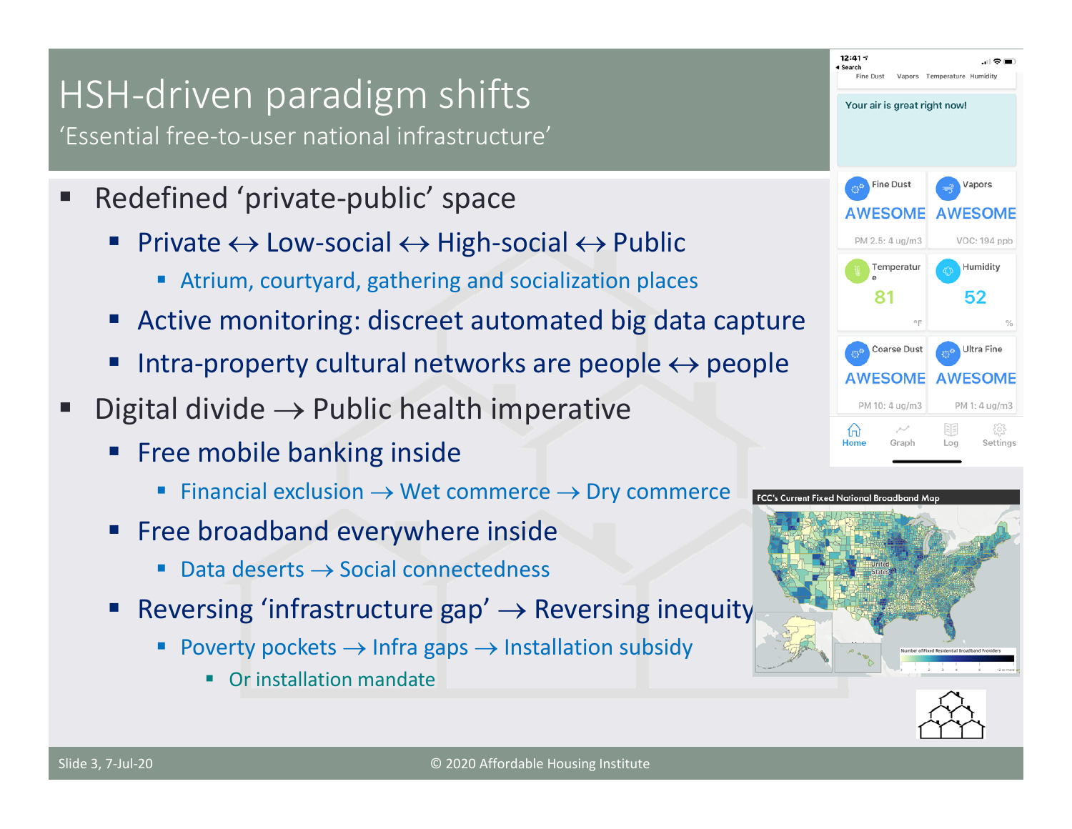# HSH-driven paradigm shifts

‘Essential free-to-user national infrastructure’

- Redefined ‘private-public’ space
  - Private ↔ Low-social ↔ High-social ↔ Public
    - Atrium, courtyard, gathering and socialization places
  - Active monitoring: discreet automated big data capture
  - Intra-property cultural networks are people ↔ people
- Digital divide → Public health imperative
  - Free mobile banking inside
    - Financial exclusion → Wet commerce → Dry commerce
  - Free broadband everywhere inside
    - Data deserts → Social connectedness
  - Reversing ‘infrastructure gap’ → Reversing inequity
    - Poverty pockets → Infra gaps → Installation subsidy
      - Or installation mandate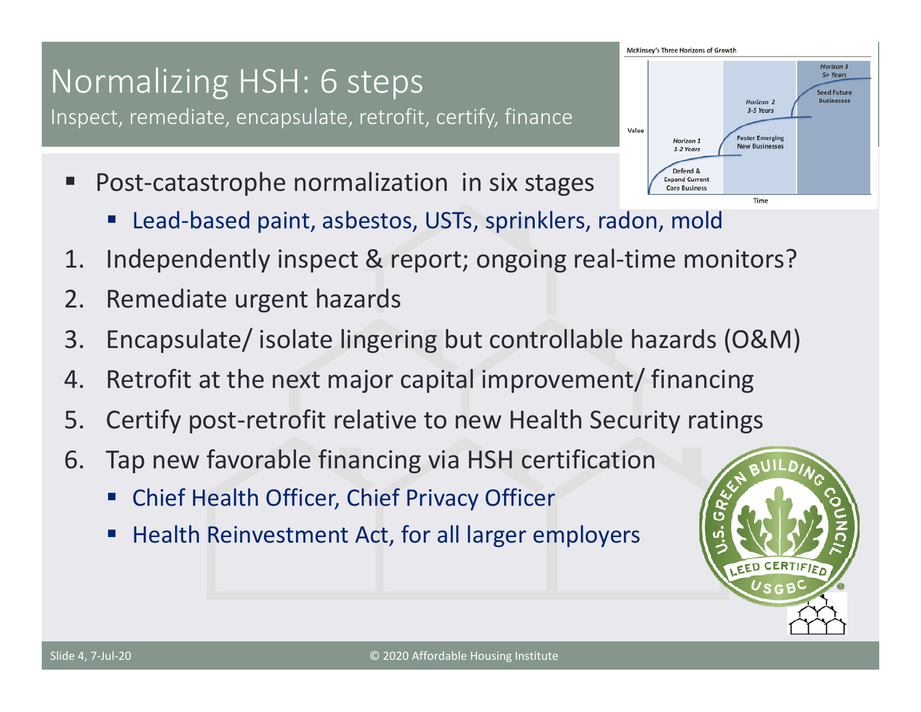# Normalizing HSH: 6 steps

Inspect, remediate, encapsulate, retrofit, certify, finance

- Post-catastrophe normalization in six stages
  - Lead-based paint, asbestos, USTs, sprinklers, radon, mold

1. Independently inspect & report; ongoing real-time monitors?
2. Remediate urgent hazards
3. Encapsulate/ isolate lingering but controllable hazards (O&M)
4. Retrofit at the next major capital improvement/ financing
5. Certify post-retrofit relative to new Health Security ratings
6. Tap new favorable financing via HSH certification
   - Chief Health Officer, Chief Privacy Officer
   - Health Reinvestment Act, for all larger employers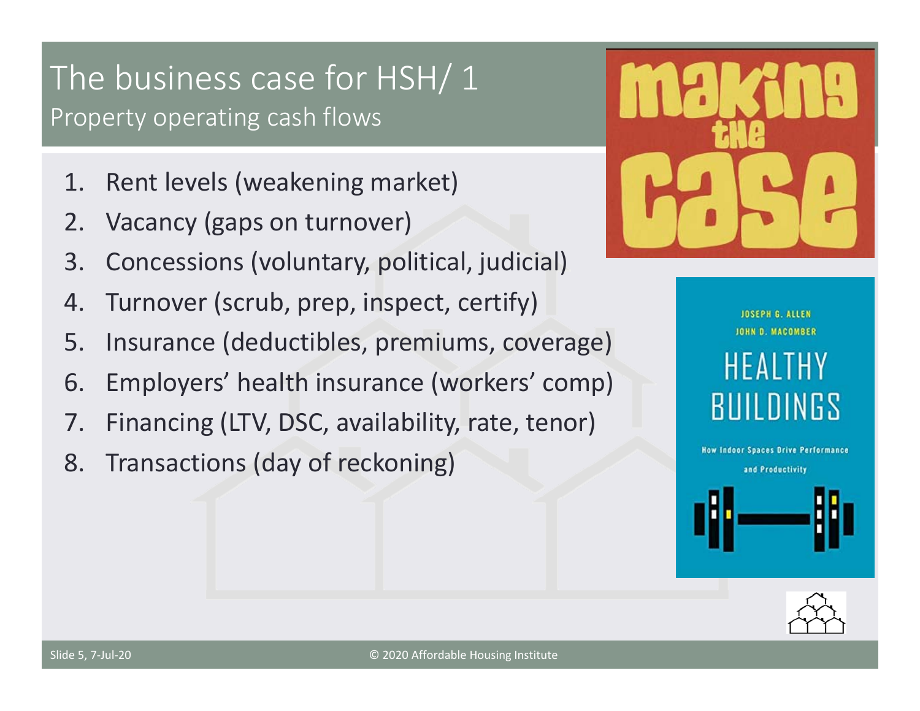# The business case for HSH/ 1

## Property operating cash flows

1. Rent levels (weakening market)
2. Vacancy (gaps on turnover)
3. Concessions (voluntary, political, judicial)
4. Turnover (scrub, prep, inspect, certify)
5. Insurance (deductibles, premiums, coverage)
6. Employers' health insurance (workers' comp)
7. Financing (LTV, DSC, availability, rate, tenor)
8. Transactions (day of reckoning)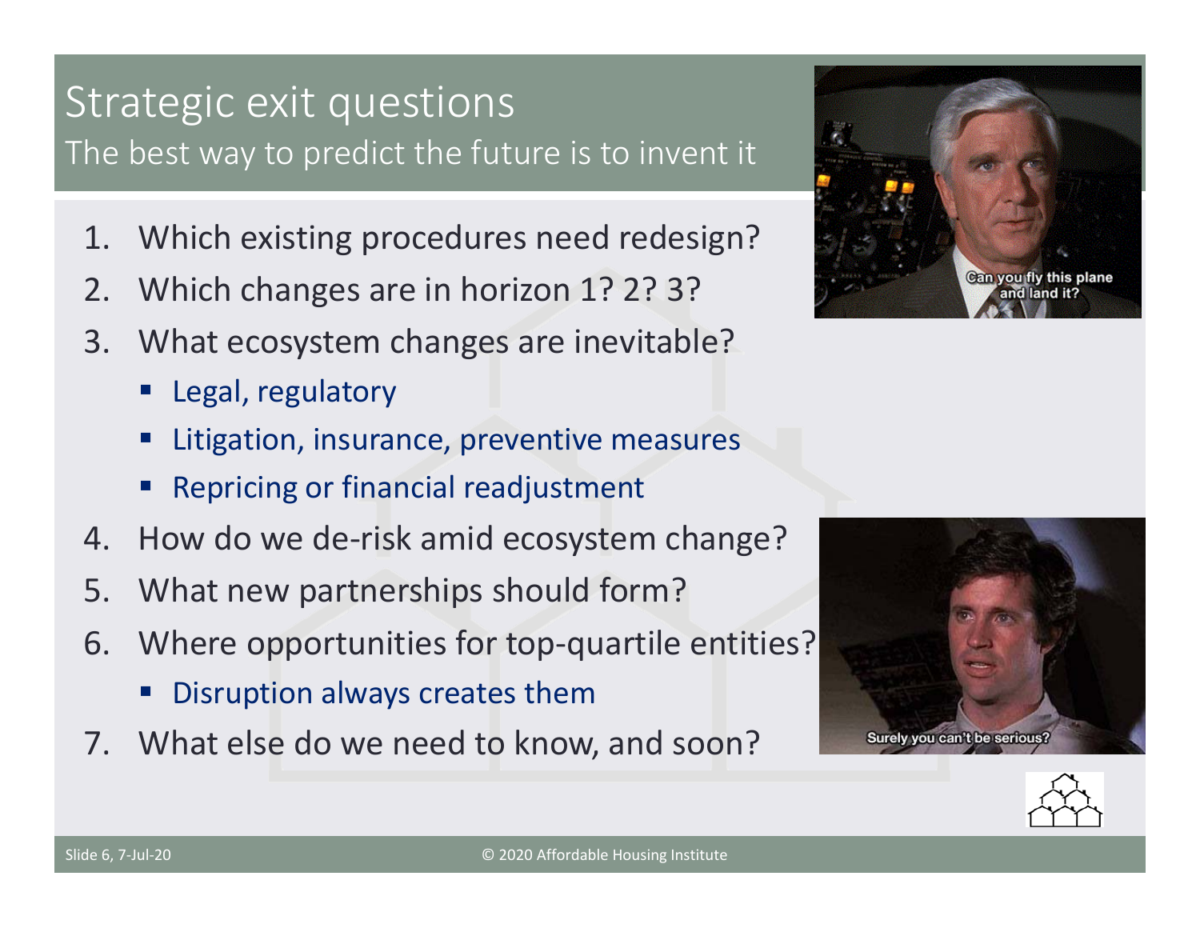# Strategic exit questions

## The best way to predict the future is to invent it

1. Which existing procedures need redesign?
2. Which changes are in horizon 1? 2? 3?
3. What ecosystem changes are inevitable?
   - Legal, regulatory
   - Litigation, insurance, preventive measures
   - Repricing or financial readjustment
4. How do we de-risk amid ecosystem change?
5. What new partnerships should form?
6. Where opportunities for top-quartile entities?
   - Disruption always creates them
7. What else do we need to know, and soon?